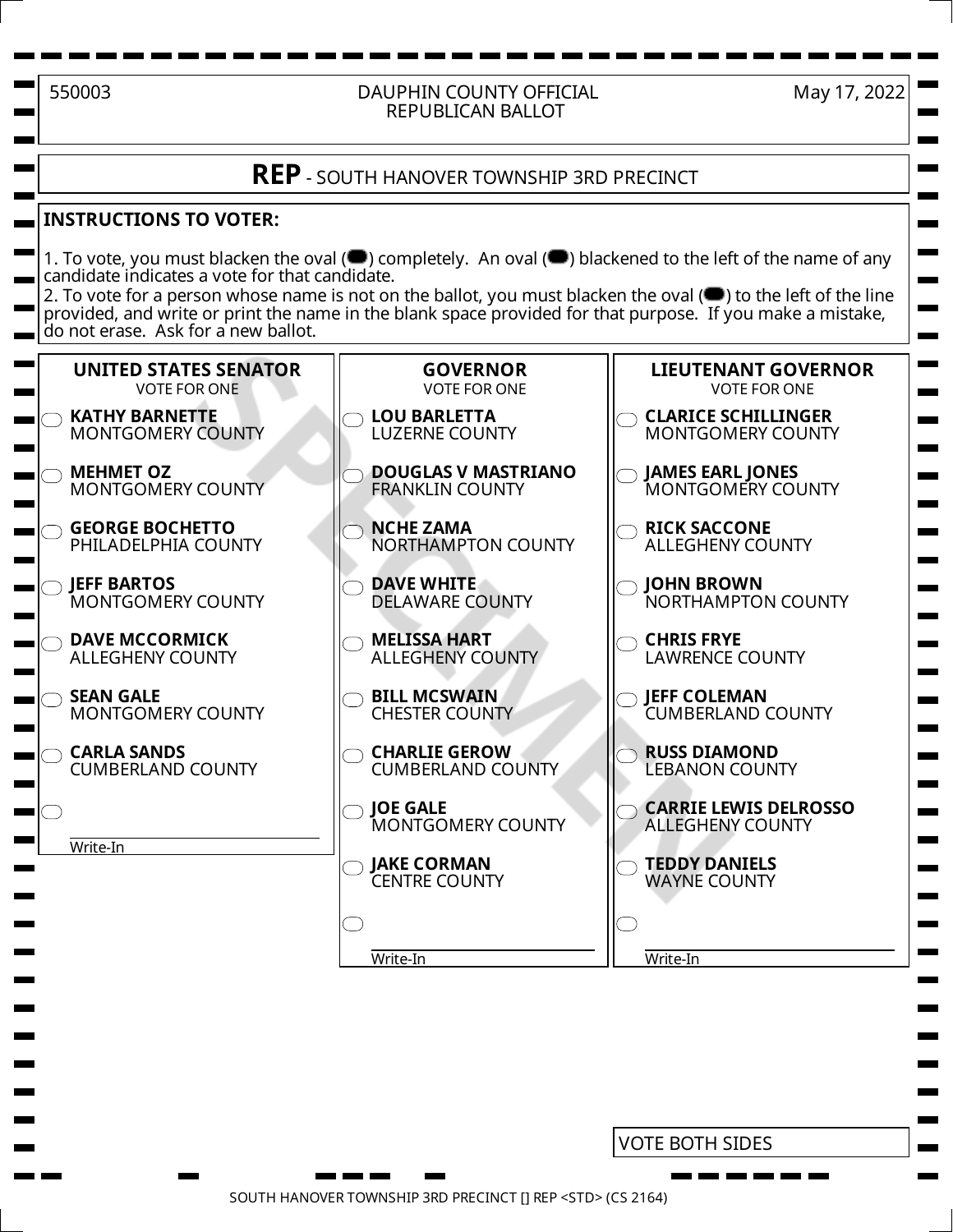550003

# DAUPHIN COUNTY OFFICIAL REPUBLICAN BALLOT

May 17, 2022

## REP - SOUTH HANOVER TOWNSHIP 3RD PRECINCT

**INSTRUCTIONS TO VOTER:**

1. To vote, you must blacken the oval (⬬) completely. An oval (⬬) blackened to the left of the name of any candidate indicates a vote for that candidate.
2. To vote for a person whose name is not on the ballot, you must blacken the oval (⬬) to the left of the line provided, and write or print the name in the blank space provided for that purpose. If you make a mistake, do not erase. Ask for a new ballot.

### UNITED STATES SENATOR
VOTE FOR ONE

- **KATHY BARNETTE** MONTGOMERY COUNTY
- **MEHMET OZ** MONTGOMERY COUNTY
- **GEORGE BOCHETTO** PHILADELPHIA COUNTY
- **JEFF BARTOS** MONTGOMERY COUNTY
- **DAVE MCCORMICK** ALLEGHENY COUNTY
- **SEAN GALE** MONTGOMERY COUNTY
- **CARLA SANDS** CUMBERLAND COUNTY
- Write-In

### GOVERNOR
VOTE FOR ONE

- **LOU BARLETTA** LUZERNE COUNTY
- **DOUGLAS V MASTRIANO** FRANKLIN COUNTY
- **NCHE ZAMA** NORTHAMPTON COUNTY
- **DAVE WHITE** DELAWARE COUNTY
- **MELISSA HART** ALLEGHENY COUNTY
- **BILL MCSWAIN** CHESTER COUNTY
- **CHARLIE GEROW** CUMBERLAND COUNTY
- **JOE GALE** MONTGOMERY COUNTY
- **JAKE CORMAN** CENTRE COUNTY
- Write-In

### LIEUTENANT GOVERNOR
VOTE FOR ONE

- **CLARICE SCHILLINGER** MONTGOMERY COUNTY
- **JAMES EARL JONES** MONTGOMERY COUNTY
- **RICK SACCONE** ALLEGHENY COUNTY
- **JOHN BROWN** NORTHAMPTON COUNTY
- **CHRIS FRYE** LAWRENCE COUNTY
- **JEFF COLEMAN** CUMBERLAND COUNTY
- **RUSS DIAMOND** LEBANON COUNTY
- **CARRIE LEWIS DELROSSO** ALLEGHENY COUNTY
- **TEDDY DANIELS** WAYNE COUNTY
- Write-In

VOTE BOTH SIDES

SOUTH HANOVER TOWNSHIP 3RD PRECINCT [] REP <STD> (CS 2164)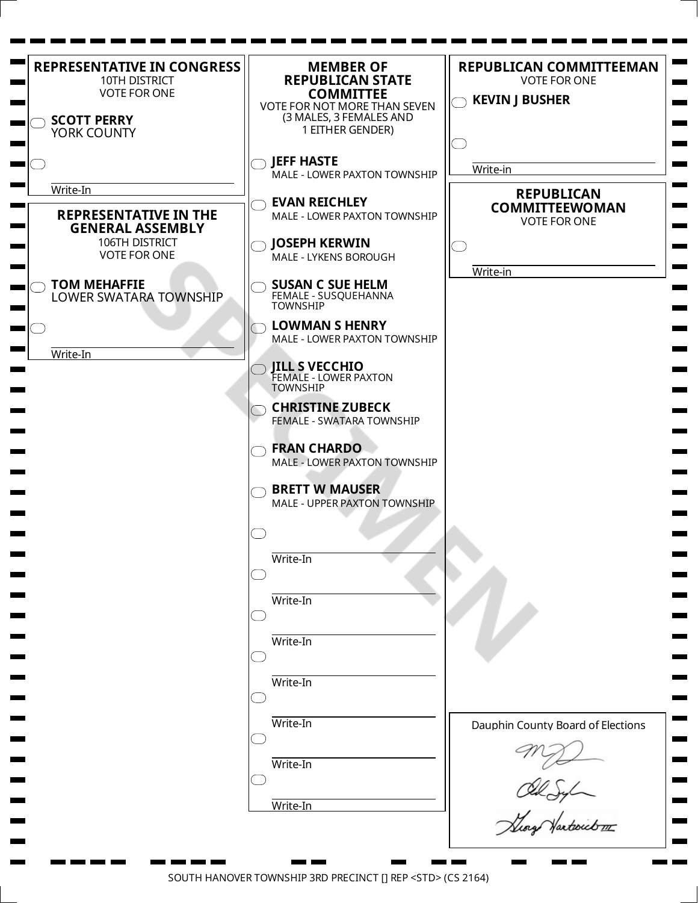## REPRESENTATIVE IN CONGRESS

10TH DISTRICT
VOTE FOR ONE

- **SCOTT PERRY**
  YORK COUNTY
- Write-In

## REPRESENTATIVE IN THE GENERAL ASSEMBLY

106TH DISTRICT
VOTE FOR ONE

- **TOM MEHAFFIE**
  LOWER SWATARA TOWNSHIP
- Write-In

## MEMBER OF REPUBLICAN STATE COMMITTEE

VOTE FOR NOT MORE THAN SEVEN
(3 MALES, 3 FEMALES AND
1 EITHER GENDER)

- **JEFF HASTE**
  MALE - LOWER PAXTON TOWNSHIP
- **EVAN REICHLEY**
  MALE - LOWER PAXTON TOWNSHIP
- **JOSEPH KERWIN**
  MALE - LYKENS BOROUGH
- **SUSAN C SUE HELM**
  FEMALE - SUSQUEHANNA TOWNSHIP
- **LOWMAN S HENRY**
  MALE - LOWER PAXTON TOWNSHIP
- **JILL S VECCHIO**
  FEMALE - LOWER PAXTON TOWNSHIP
- **CHRISTINE ZUBECK**
  FEMALE - SWATARA TOWNSHIP
- **FRAN CHARDO**
  MALE - LOWER PAXTON TOWNSHIP
- **BRETT W MAUSER**
  MALE - UPPER PAXTON TOWNSHIP
- Write-In
- Write-In
- Write-In
- Write-In
- Write-In
- Write-In
- Write-In

## REPUBLICAN COMMITTEEMAN

VOTE FOR ONE

- **KEVIN J BUSHER**
- Write-in

## REPUBLICAN COMMITTEEWOMAN

VOTE FOR ONE

- Write-in

Dauphin County Board of Elections

SPECIMEN

SOUTH HANOVER TOWNSHIP 3RD PRECINCT [] REP <STD> (CS 2164)